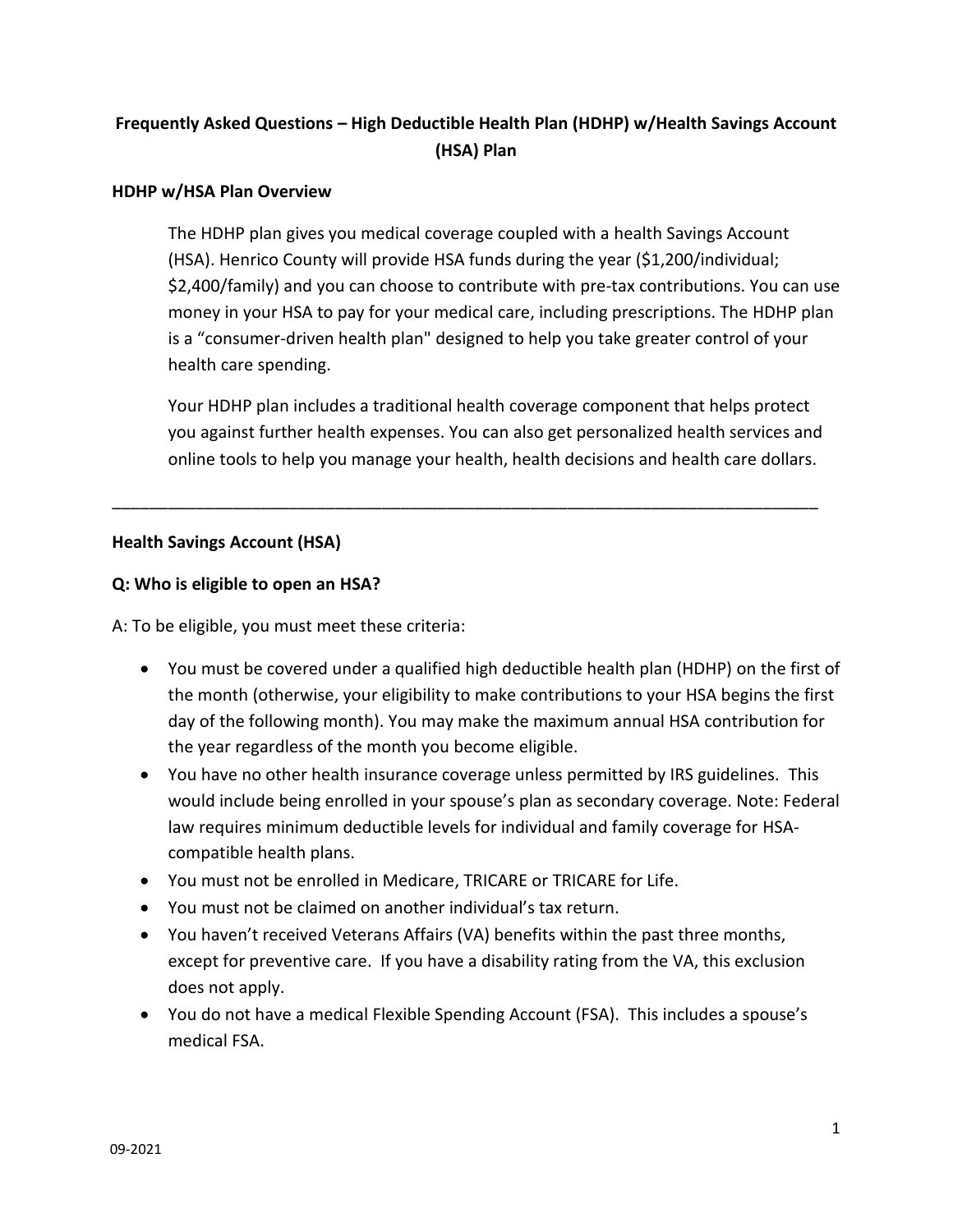# Frequently Asked Questions – High Deductible Health Plan (HDHP) w/Health Savings Account (HSA) Plan

## HDHP w/HSA Plan Overview

The HDHP plan gives you medical coverage coupled with a health Savings Account (HSA). Henrico County will provide HSA funds during the year ($1,200/individual; $2,400/family) and you can choose to contribute with pre-tax contributions. You can use money in your HSA to pay for your medical care, including prescriptions. The HDHP plan is a "consumer-driven health plan" designed to help you take greater control of your health care spending.

Your HDHP plan includes a traditional health coverage component that helps protect you against further health expenses. You can also get personalized health services and online tools to help you manage your health, health decisions and health care dollars.

---

## Health Savings Account (HSA)

### Q: Who is eligible to open an HSA?

A: To be eligible, you must meet these criteria:

- You must be covered under a qualified high deductible health plan (HDHP) on the first of the month (otherwise, your eligibility to make contributions to your HSA begins the first day of the following month). You may make the maximum annual HSA contribution for the year regardless of the month you become eligible.
- You have no other health insurance coverage unless permitted by IRS guidelines. This would include being enrolled in your spouse's plan as secondary coverage. Note: Federal law requires minimum deductible levels for individual and family coverage for HSA-compatible health plans.
- You must not be enrolled in Medicare, TRICARE or TRICARE for Life.
- You must not be claimed on another individual's tax return.
- You haven't received Veterans Affairs (VA) benefits within the past three months, except for preventive care. If you have a disability rating from the VA, this exclusion does not apply.
- You do not have a medical Flexible Spending Account (FSA). This includes a spouse's medical FSA.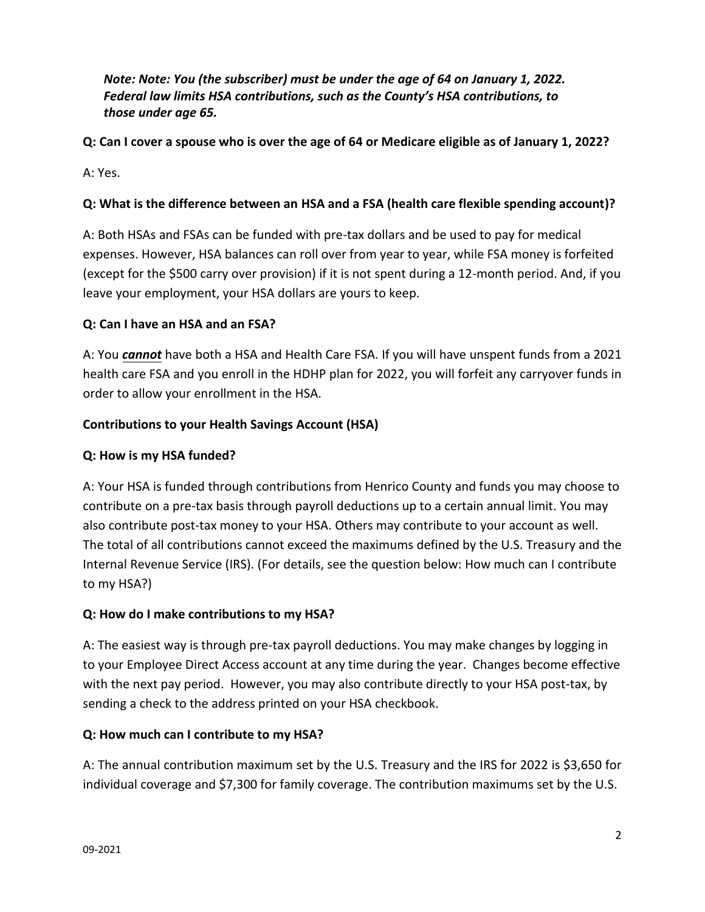***Note: Note: You (the subscriber) must be under the age of 64 on January 1, 2022. Federal law limits HSA contributions, such as the County's HSA contributions, to those under age 65.***

**Q: Can I cover a spouse who is over the age of 64 or Medicare eligible as of January 1, 2022?**

A: Yes.

**Q: What is the difference between an HSA and a FSA (health care flexible spending account)?**

A: Both HSAs and FSAs can be funded with pre-tax dollars and be used to pay for medical expenses. However, HSA balances can roll over from year to year, while FSA money is forfeited (except for the $500 carry over provision) if it is not spent during a 12-month period. And, if you leave your employment, your HSA dollars are yours to keep.

**Q: Can I have an HSA and an FSA?**

A: You ***<u>cannot</u>*** have both a HSA and Health Care FSA. If you will have unspent funds from a 2021 health care FSA and you enroll in the HDHP plan for 2022, you will forfeit any carryover funds in order to allow your enrollment in the HSA.

**Contributions to your Health Savings Account (HSA)**

**Q: How is my HSA funded?**

A: Your HSA is funded through contributions from Henrico County and funds you may choose to contribute on a pre-tax basis through payroll deductions up to a certain annual limit. You may also contribute post-tax money to your HSA. Others may contribute to your account as well. The total of all contributions cannot exceed the maximums defined by the U.S. Treasury and the Internal Revenue Service (IRS). (For details, see the question below: How much can I contribute to my HSA?)

**Q: How do I make contributions to my HSA?**

A: The easiest way is through pre-tax payroll deductions. You may make changes by logging in to your Employee Direct Access account at any time during the year. Changes become effective with the next pay period. However, you may also contribute directly to your HSA post-tax, by sending a check to the address printed on your HSA checkbook.

**Q: How much can I contribute to my HSA?**

A: The annual contribution maximum set by the U.S. Treasury and the IRS for 2022 is $3,650 for individual coverage and $7,300 for family coverage. The contribution maximums set by the U.S.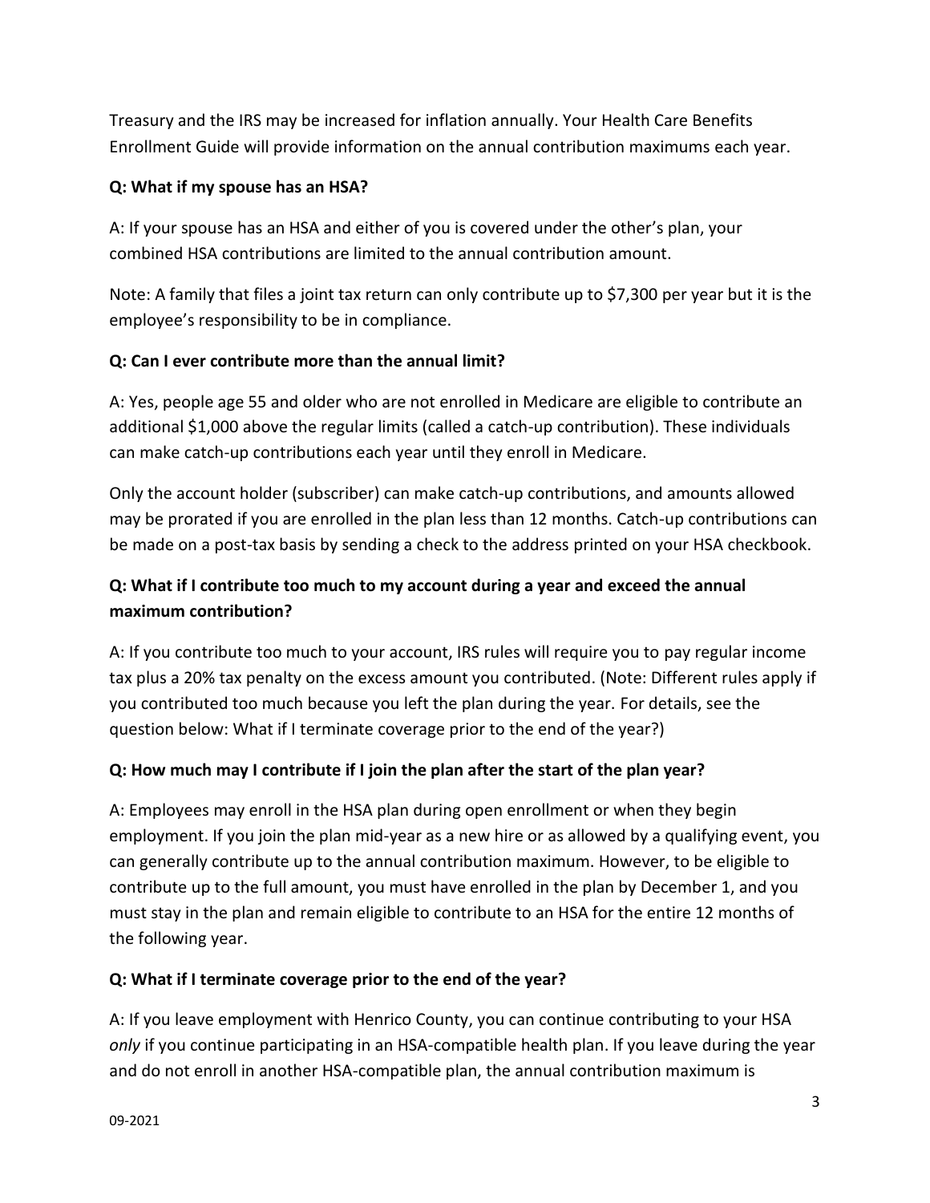Treasury and the IRS may be increased for inflation annually. Your Health Care Benefits Enrollment Guide will provide information on the annual contribution maximums each year.

**Q: What if my spouse has an HSA?**

A: If your spouse has an HSA and either of you is covered under the other's plan, your combined HSA contributions are limited to the annual contribution amount.

Note: A family that files a joint tax return can only contribute up to $7,300 per year but it is the employee's responsibility to be in compliance.

**Q: Can I ever contribute more than the annual limit?**

A: Yes, people age 55 and older who are not enrolled in Medicare are eligible to contribute an additional $1,000 above the regular limits (called a catch-up contribution). These individuals can make catch-up contributions each year until they enroll in Medicare.

Only the account holder (subscriber) can make catch-up contributions, and amounts allowed may be prorated if you are enrolled in the plan less than 12 months. Catch-up contributions can be made on a post-tax basis by sending a check to the address printed on your HSA checkbook.

**Q: What if I contribute too much to my account during a year and exceed the annual maximum contribution?**

A: If you contribute too much to your account, IRS rules will require you to pay regular income tax plus a 20% tax penalty on the excess amount you contributed. (Note: Different rules apply if you contributed too much because you left the plan during the year. For details, see the question below: What if I terminate coverage prior to the end of the year?)

**Q: How much may I contribute if I join the plan after the start of the plan year?**

A: Employees may enroll in the HSA plan during open enrollment or when they begin employment. If you join the plan mid-year as a new hire or as allowed by a qualifying event, you can generally contribute up to the annual contribution maximum. However, to be eligible to contribute up to the full amount, you must have enrolled in the plan by December 1, and you must stay in the plan and remain eligible to contribute to an HSA for the entire 12 months of the following year.

**Q: What if I terminate coverage prior to the end of the year?**

A: If you leave employment with Henrico County, you can continue contributing to your HSA *only* if you continue participating in an HSA-compatible health plan. If you leave during the year and do not enroll in another HSA-compatible plan, the annual contribution maximum is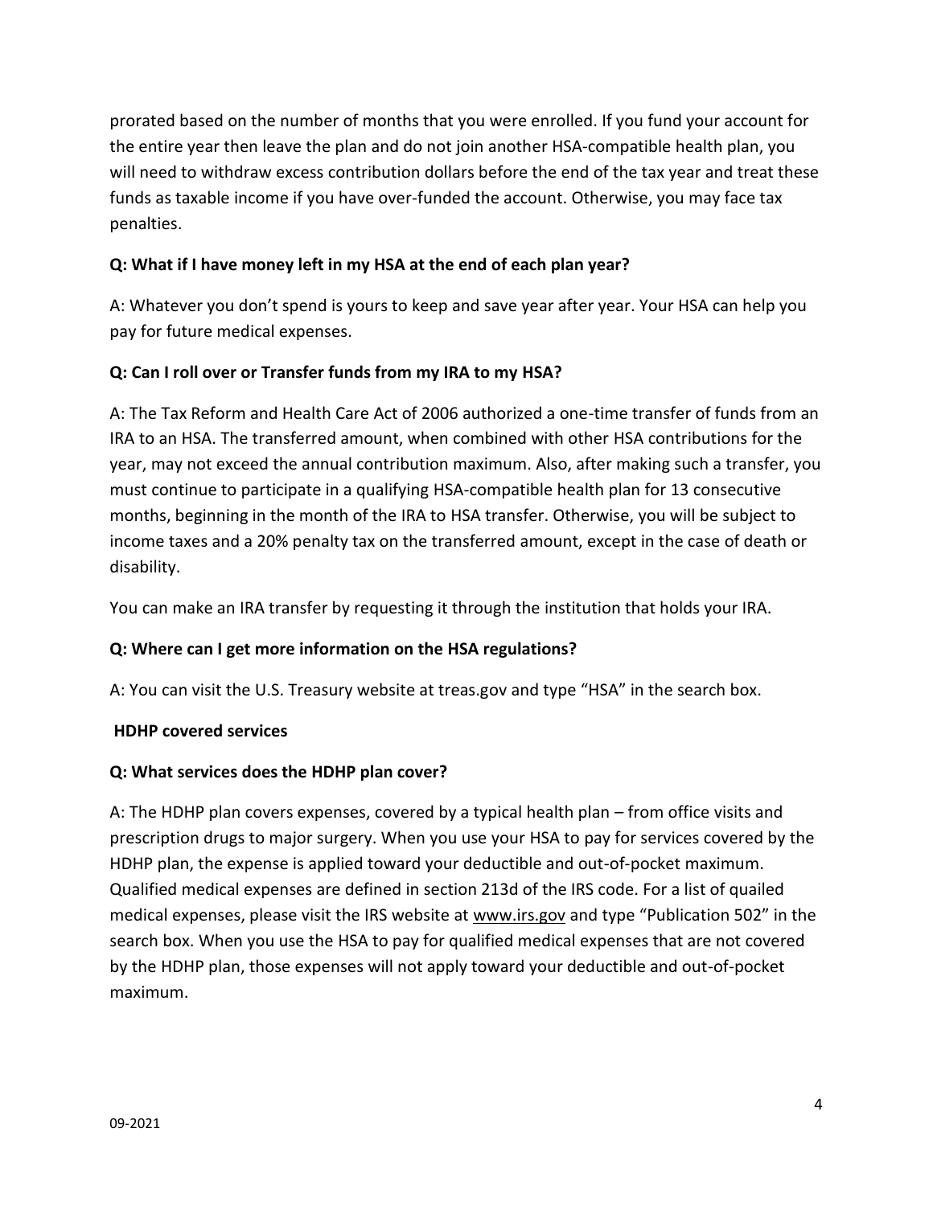prorated based on the number of months that you were enrolled. If you fund your account for the entire year then leave the plan and do not join another HSA-compatible health plan, you will need to withdraw excess contribution dollars before the end of the tax year and treat these funds as taxable income if you have over-funded the account. Otherwise, you may face tax penalties.

**Q: What if I have money left in my HSA at the end of each plan year?**

A: Whatever you don't spend is yours to keep and save year after year. Your HSA can help you pay for future medical expenses.

**Q: Can I roll over or Transfer funds from my IRA to my HSA?**

A: The Tax Reform and Health Care Act of 2006 authorized a one-time transfer of funds from an IRA to an HSA. The transferred amount, when combined with other HSA contributions for the year, may not exceed the annual contribution maximum. Also, after making such a transfer, you must continue to participate in a qualifying HSA-compatible health plan for 13 consecutive months, beginning in the month of the IRA to HSA transfer. Otherwise, you will be subject to income taxes and a 20% penalty tax on the transferred amount, except in the case of death or disability.

You can make an IRA transfer by requesting it through the institution that holds your IRA.

**Q: Where can I get more information on the HSA regulations?**

A: You can visit the U.S. Treasury website at treas.gov and type "HSA" in the search box.

**HDHP covered services**

**Q: What services does the HDHP plan cover?**

A: The HDHP plan covers expenses, covered by a typical health plan – from office visits and prescription drugs to major surgery. When you use your HSA to pay for services covered by the HDHP plan, the expense is applied toward your deductible and out-of-pocket maximum. Qualified medical expenses are defined in section 213d of the IRS code. For a list of quailed medical expenses, please visit the IRS website at www.irs.gov and type "Publication 502" in the search box. When you use the HSA to pay for qualified medical expenses that are not covered by the HDHP plan, those expenses will not apply toward your deductible and out-of-pocket maximum.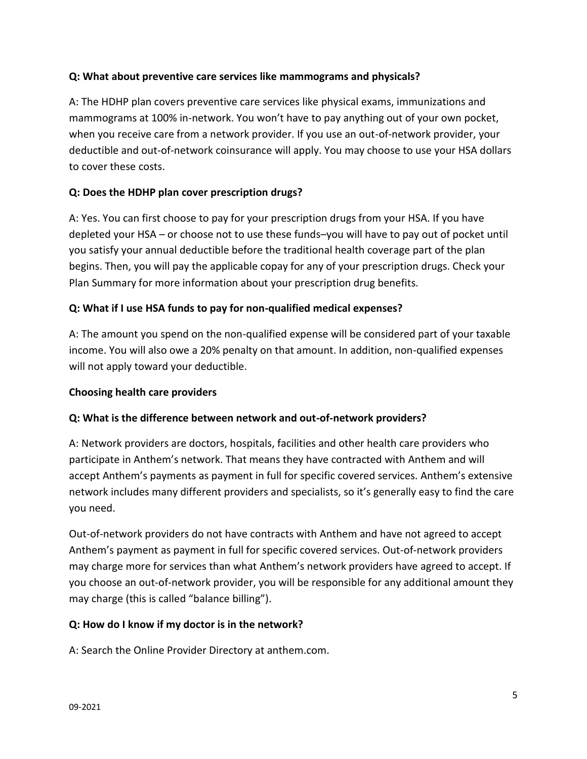**Q: What about preventive care services like mammograms and physicals?**

A: The HDHP plan covers preventive care services like physical exams, immunizations and mammograms at 100% in-network. You won't have to pay anything out of your own pocket, when you receive care from a network provider. If you use an out-of-network provider, your deductible and out-of-network coinsurance will apply. You may choose to use your HSA dollars to cover these costs.

**Q: Does the HDHP plan cover prescription drugs?**

A: Yes. You can first choose to pay for your prescription drugs from your HSA. If you have depleted your HSA – or choose not to use these funds–you will have to pay out of pocket until you satisfy your annual deductible before the traditional health coverage part of the plan begins. Then, you will pay the applicable copay for any of your prescription drugs. Check your Plan Summary for more information about your prescription drug benefits.

**Q: What if I use HSA funds to pay for non-qualified medical expenses?**

A: The amount you spend on the non-qualified expense will be considered part of your taxable income. You will also owe a 20% penalty on that amount. In addition, non-qualified expenses will not apply toward your deductible.

**Choosing health care providers**

**Q: What is the difference between network and out-of-network providers?**

A: Network providers are doctors, hospitals, facilities and other health care providers who participate in Anthem's network. That means they have contracted with Anthem and will accept Anthem's payments as payment in full for specific covered services. Anthem's extensive network includes many different providers and specialists, so it's generally easy to find the care you need.

Out-of-network providers do not have contracts with Anthem and have not agreed to accept Anthem's payment as payment in full for specific covered services. Out-of-network providers may charge more for services than what Anthem's network providers have agreed to accept. If you choose an out-of-network provider, you will be responsible for any additional amount they may charge (this is called "balance billing").

**Q: How do I know if my doctor is in the network?**

A: Search the Online Provider Directory at anthem.com.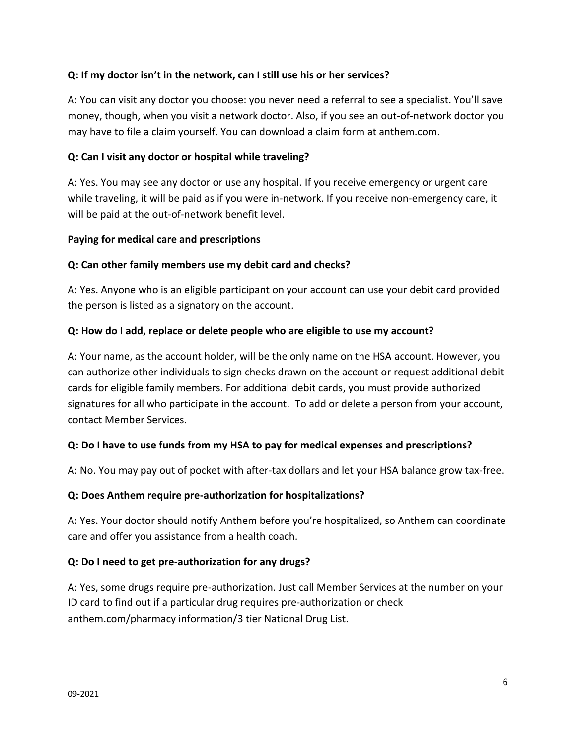**Q: If my doctor isn't in the network, can I still use his or her services?**

A: You can visit any doctor you choose: you never need a referral to see a specialist. You'll save money, though, when you visit a network doctor. Also, if you see an out-of-network doctor you may have to file a claim yourself. You can download a claim form at anthem.com.

**Q: Can I visit any doctor or hospital while traveling?**

A: Yes. You may see any doctor or use any hospital. If you receive emergency or urgent care while traveling, it will be paid as if you were in-network. If you receive non-emergency care, it will be paid at the out-of-network benefit level.

**Paying for medical care and prescriptions**

**Q: Can other family members use my debit card and checks?**

A: Yes. Anyone who is an eligible participant on your account can use your debit card provided the person is listed as a signatory on the account.

**Q: How do I add, replace or delete people who are eligible to use my account?**

A: Your name, as the account holder, will be the only name on the HSA account. However, you can authorize other individuals to sign checks drawn on the account or request additional debit cards for eligible family members. For additional debit cards, you must provide authorized signatures for all who participate in the account. To add or delete a person from your account, contact Member Services.

**Q: Do I have to use funds from my HSA to pay for medical expenses and prescriptions?**

A: No. You may pay out of pocket with after-tax dollars and let your HSA balance grow tax-free.

**Q: Does Anthem require pre-authorization for hospitalizations?**

A: Yes. Your doctor should notify Anthem before you're hospitalized, so Anthem can coordinate care and offer you assistance from a health coach.

**Q: Do I need to get pre-authorization for any drugs?**

A: Yes, some drugs require pre-authorization. Just call Member Services at the number on your ID card to find out if a particular drug requires pre-authorization or check anthem.com/pharmacy information/3 tier National Drug List.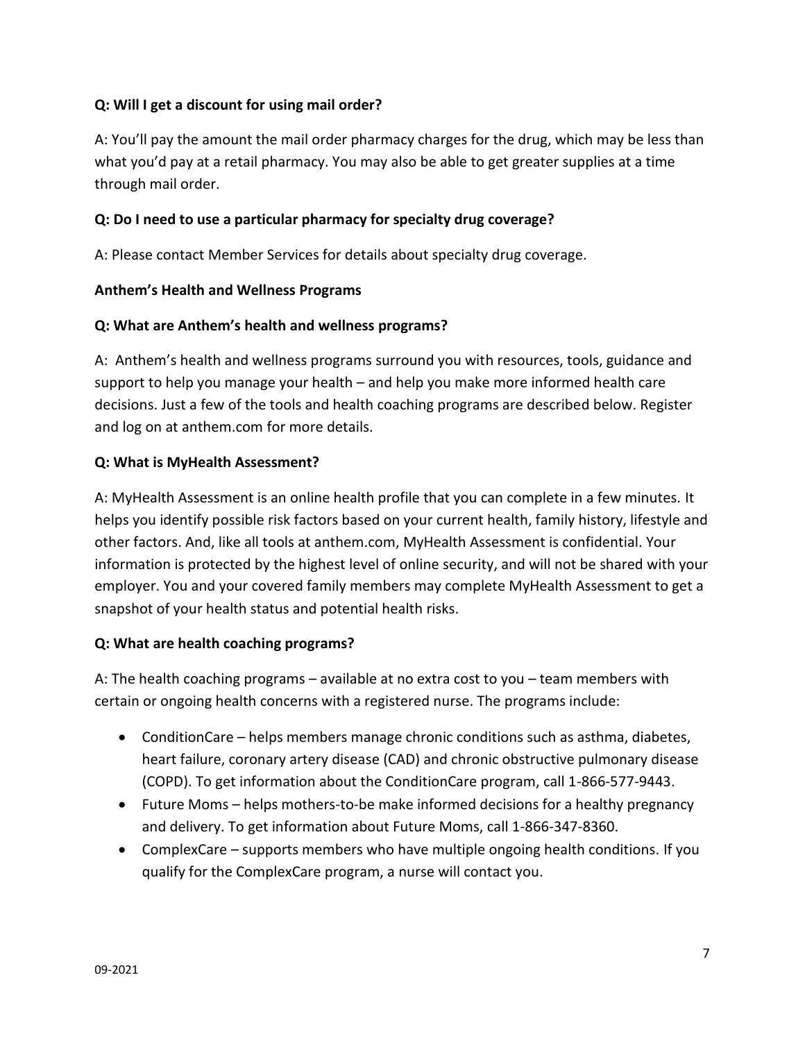**Q: Will I get a discount for using mail order?**

A: You'll pay the amount the mail order pharmacy charges for the drug, which may be less than what you'd pay at a retail pharmacy. You may also be able to get greater supplies at a time through mail order.

**Q: Do I need to use a particular pharmacy for specialty drug coverage?**

A: Please contact Member Services for details about specialty drug coverage.

**Anthem's Health and Wellness Programs**

**Q: What are Anthem's health and wellness programs?**

A: Anthem's health and wellness programs surround you with resources, tools, guidance and support to help you manage your health – and help you make more informed health care decisions. Just a few of the tools and health coaching programs are described below. Register and log on at anthem.com for more details.

**Q: What is MyHealth Assessment?**

A: MyHealth Assessment is an online health profile that you can complete in a few minutes. It helps you identify possible risk factors based on your current health, family history, lifestyle and other factors. And, like all tools at anthem.com, MyHealth Assessment is confidential. Your information is protected by the highest level of online security, and will not be shared with your employer. You and your covered family members may complete MyHealth Assessment to get a snapshot of your health status and potential health risks.

**Q: What are health coaching programs?**

A: The health coaching programs – available at no extra cost to you – team members with certain or ongoing health concerns with a registered nurse. The programs include:

- ConditionCare – helps members manage chronic conditions such as asthma, diabetes, heart failure, coronary artery disease (CAD) and chronic obstructive pulmonary disease (COPD). To get information about the ConditionCare program, call 1-866-577-9443.
- Future Moms – helps mothers-to-be make informed decisions for a healthy pregnancy and delivery. To get information about Future Moms, call 1-866-347-8360.
- ComplexCare – supports members who have multiple ongoing health conditions. If you qualify for the ComplexCare program, a nurse will contact you.

09-2021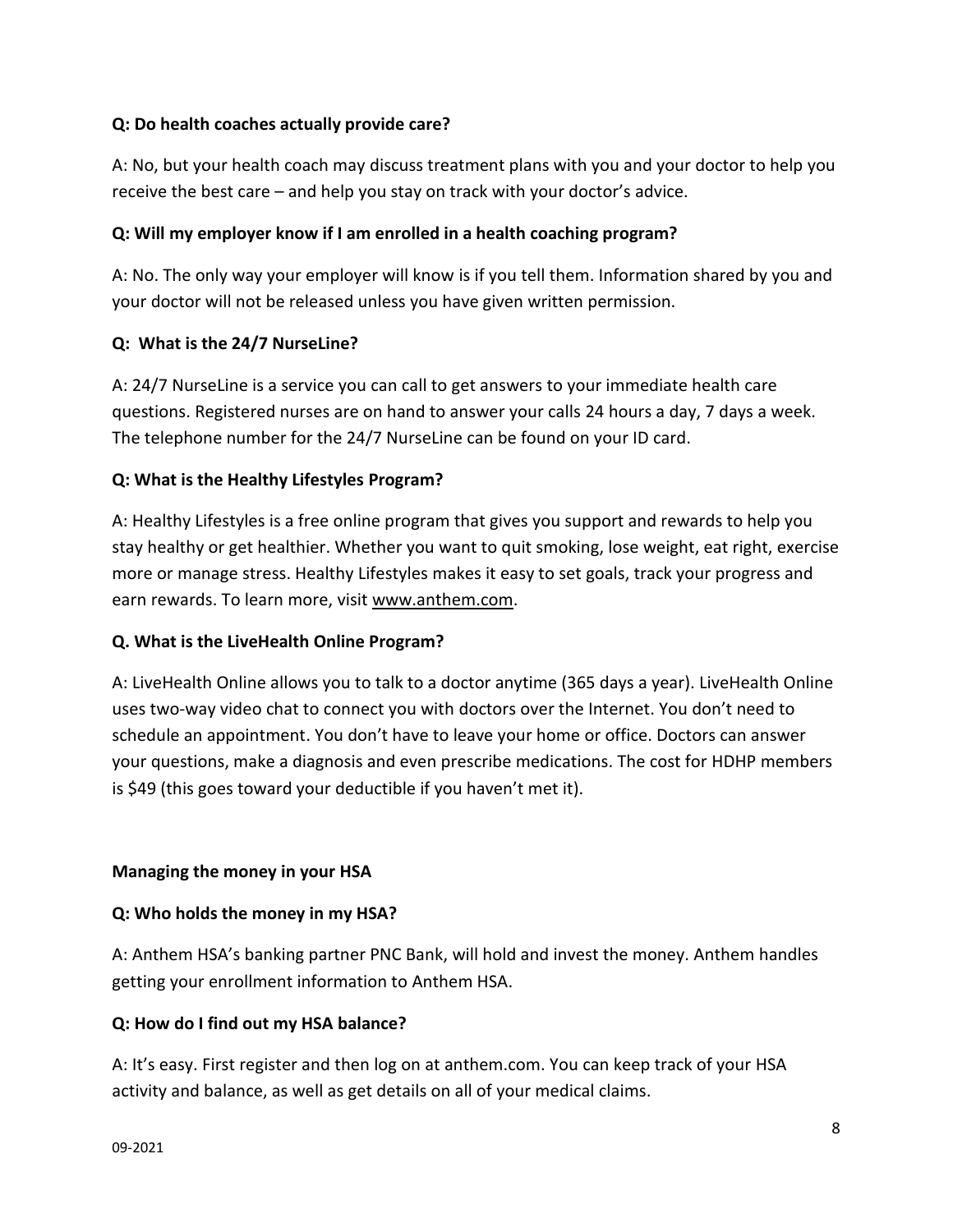**Q: Do health coaches actually provide care?**

A: No, but your health coach may discuss treatment plans with you and your doctor to help you receive the best care – and help you stay on track with your doctor's advice.

**Q: Will my employer know if I am enrolled in a health coaching program?**

A: No. The only way your employer will know is if you tell them. Information shared by you and your doctor will not be released unless you have given written permission.

**Q: What is the 24/7 NurseLine?**

A: 24/7 NurseLine is a service you can call to get answers to your immediate health care questions. Registered nurses are on hand to answer your calls 24 hours a day, 7 days a week. The telephone number for the 24/7 NurseLine can be found on your ID card.

**Q: What is the Healthy Lifestyles Program?**

A: Healthy Lifestyles is a free online program that gives you support and rewards to help you stay healthy or get healthier. Whether you want to quit smoking, lose weight, eat right, exercise more or manage stress. Healthy Lifestyles makes it easy to set goals, track your progress and earn rewards. To learn more, visit www.anthem.com.

**Q. What is the LiveHealth Online Program?**

A: LiveHealth Online allows you to talk to a doctor anytime (365 days a year). LiveHealth Online uses two-way video chat to connect you with doctors over the Internet. You don't need to schedule an appointment. You don't have to leave your home or office. Doctors can answer your questions, make a diagnosis and even prescribe medications. The cost for HDHP members is $49 (this goes toward your deductible if you haven't met it).

**Managing the money in your HSA**

**Q: Who holds the money in my HSA?**

A: Anthem HSA's banking partner PNC Bank, will hold and invest the money. Anthem handles getting your enrollment information to Anthem HSA.

**Q: How do I find out my HSA balance?**

A: It's easy. First register and then log on at anthem.com. You can keep track of your HSA activity and balance, as well as get details on all of your medical claims.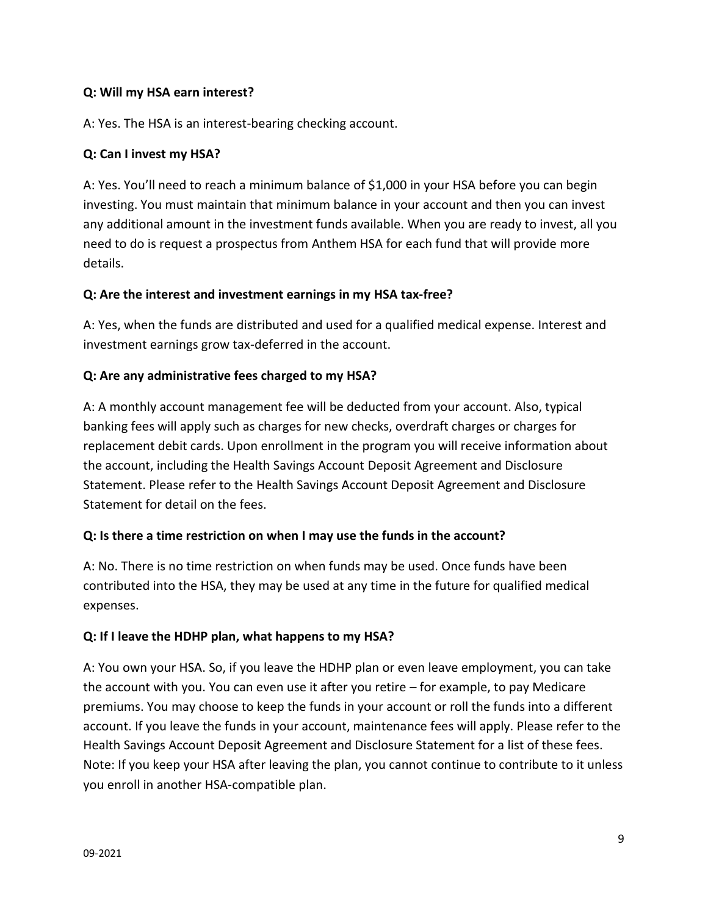**Q: Will my HSA earn interest?**

A: Yes. The HSA is an interest-bearing checking account.

**Q: Can I invest my HSA?**

A: Yes. You'll need to reach a minimum balance of $1,000 in your HSA before you can begin investing. You must maintain that minimum balance in your account and then you can invest any additional amount in the investment funds available. When you are ready to invest, all you need to do is request a prospectus from Anthem HSA for each fund that will provide more details.

**Q: Are the interest and investment earnings in my HSA tax-free?**

A: Yes, when the funds are distributed and used for a qualified medical expense. Interest and investment earnings grow tax-deferred in the account.

**Q: Are any administrative fees charged to my HSA?**

A: A monthly account management fee will be deducted from your account. Also, typical banking fees will apply such as charges for new checks, overdraft charges or charges for replacement debit cards. Upon enrollment in the program you will receive information about the account, including the Health Savings Account Deposit Agreement and Disclosure Statement. Please refer to the Health Savings Account Deposit Agreement and Disclosure Statement for detail on the fees.

**Q: Is there a time restriction on when I may use the funds in the account?**

A: No. There is no time restriction on when funds may be used. Once funds have been contributed into the HSA, they may be used at any time in the future for qualified medical expenses.

**Q: If I leave the HDHP plan, what happens to my HSA?**

A: You own your HSA. So, if you leave the HDHP plan or even leave employment, you can take the account with you. You can even use it after you retire – for example, to pay Medicare premiums. You may choose to keep the funds in your account or roll the funds into a different account. If you leave the funds in your account, maintenance fees will apply. Please refer to the Health Savings Account Deposit Agreement and Disclosure Statement for a list of these fees. Note: If you keep your HSA after leaving the plan, you cannot continue to contribute to it unless you enroll in another HSA-compatible plan.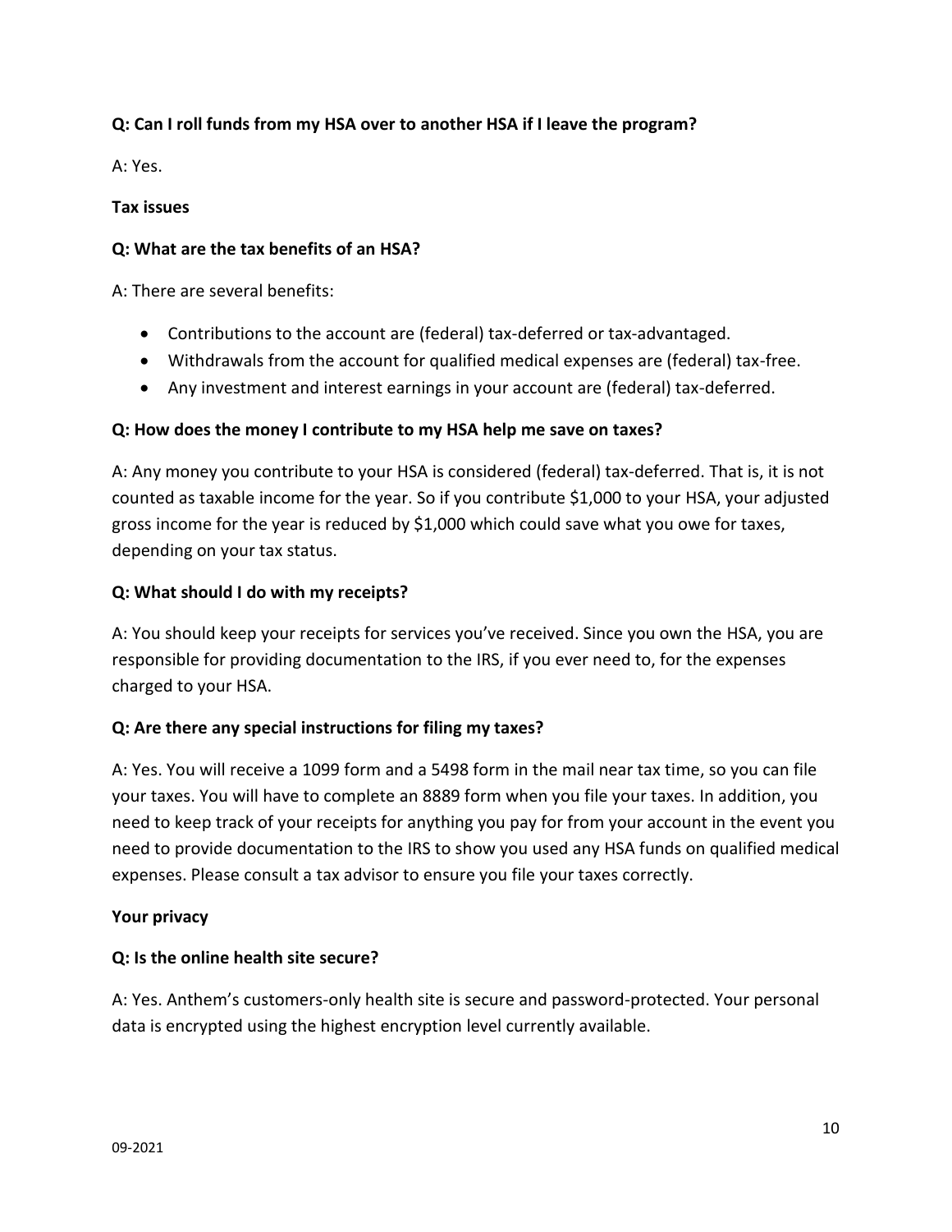**Q: Can I roll funds from my HSA over to another HSA if I leave the program?**

A: Yes.

**Tax issues**

**Q: What are the tax benefits of an HSA?**

A: There are several benefits:

- Contributions to the account are (federal) tax-deferred or tax-advantaged.
- Withdrawals from the account for qualified medical expenses are (federal) tax-free.
- Any investment and interest earnings in your account are (federal) tax-deferred.

**Q: How does the money I contribute to my HSA help me save on taxes?**

A: Any money you contribute to your HSA is considered (federal) tax-deferred. That is, it is not counted as taxable income for the year. So if you contribute $1,000 to your HSA, your adjusted gross income for the year is reduced by $1,000 which could save what you owe for taxes, depending on your tax status.

**Q: What should I do with my receipts?**

A: You should keep your receipts for services you've received. Since you own the HSA, you are responsible for providing documentation to the IRS, if you ever need to, for the expenses charged to your HSA.

**Q: Are there any special instructions for filing my taxes?**

A: Yes. You will receive a 1099 form and a 5498 form in the mail near tax time, so you can file your taxes. You will have to complete an 8889 form when you file your taxes. In addition, you need to keep track of your receipts for anything you pay for from your account in the event you need to provide documentation to the IRS to show you used any HSA funds on qualified medical expenses. Please consult a tax advisor to ensure you file your taxes correctly.

**Your privacy**

**Q: Is the online health site secure?**

A: Yes. Anthem's customers-only health site is secure and password-protected. Your personal data is encrypted using the highest encryption level currently available.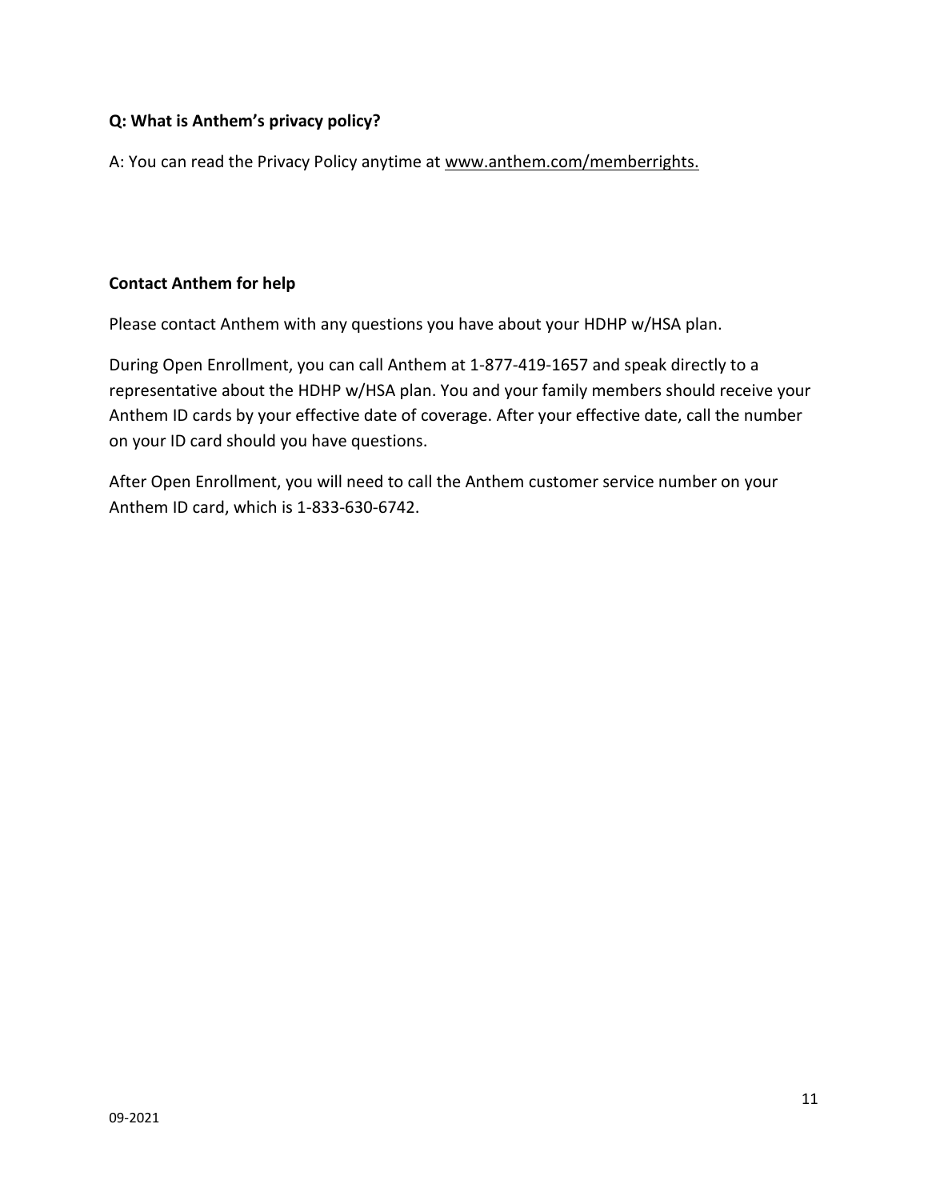**Q: What is Anthem's privacy policy?**

A: You can read the Privacy Policy anytime at www.anthem.com/memberrights.

**Contact Anthem for help**

Please contact Anthem with any questions you have about your HDHP w/HSA plan.

During Open Enrollment, you can call Anthem at 1-877-419-1657 and speak directly to a representative about the HDHP w/HSA plan. You and your family members should receive your Anthem ID cards by your effective date of coverage. After your effective date, call the number on your ID card should you have questions.

After Open Enrollment, you will need to call the Anthem customer service number on your Anthem ID card, which is 1-833-630-6742.